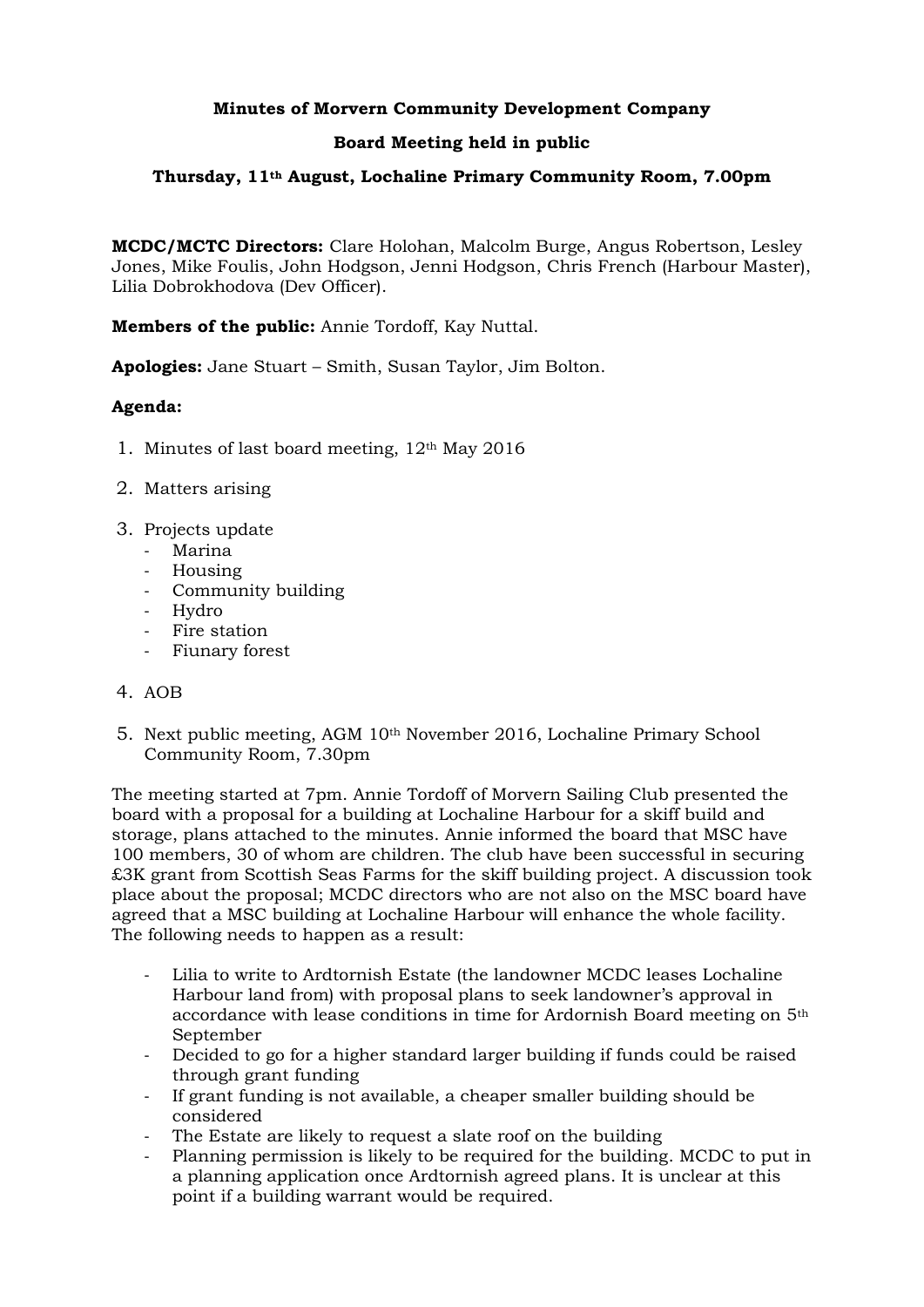**Minutes of Morvern Community Development Company**

**Board Meeting held in public**

**Thursday, 11th August, Lochaline Primary Community Room, 7.00pm**

**MCDC/MCTC Directors:** Clare Holohan, Malcolm Burge, Angus Robertson, Lesley Jones, Mike Foulis, John Hodgson, Jenni Hodgson, Chris French (Harbour Master), Lilia Dobrokhodova (Dev Officer).

**Members of the public:** Annie Tordoff, Kay Nuttal.

**Apologies:** Jane Stuart – Smith, Susan Taylor, Jim Bolton.

**Agenda:**

1. Minutes of last board meeting, 12th May 2016
2. Matters arising
3. Projects update
   - Marina
   - Housing
   - Community building
   - Hydro
   - Fire station
   - Fiunary forest
4. AOB
5. Next public meeting, AGM 10th November 2016, Lochaline Primary School Community Room, 7.30pm

The meeting started at 7pm. Annie Tordoff of Morvern Sailing Club presented the board with a proposal for a building at Lochaline Harbour for a skiff build and storage, plans attached to the minutes. Annie informed the board that MSC have 100 members, 30 of whom are children. The club have been successful in securing £3K grant from Scottish Seas Farms for the skiff building project. A discussion took place about the proposal; MCDC directors who are not also on the MSC board have agreed that a MSC building at Lochaline Harbour will enhance the whole facility. The following needs to happen as a result:

- Lilia to write to Ardtornish Estate (the landowner MCDC leases Lochaline Harbour land from) with proposal plans to seek landowner's approval in accordance with lease conditions in time for Ardornish Board meeting on 5th September
- Decided to go for a higher standard larger building if funds could be raised through grant funding
- If grant funding is not available, a cheaper smaller building should be considered
- The Estate are likely to request a slate roof on the building
- Planning permission is likely to be required for the building. MCDC to put in a planning application once Ardtornish agreed plans. It is unclear at this point if a building warrant would be required.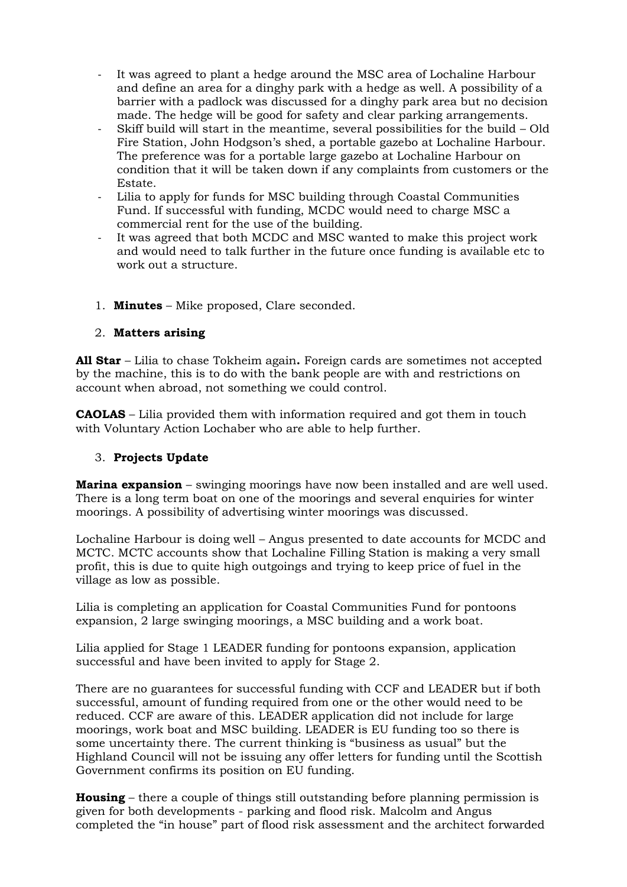- It was agreed to plant a hedge around the MSC area of Lochaline Harbour and define an area for a dinghy park with a hedge as well. A possibility of a barrier with a padlock was discussed for a dinghy park area but no decision made. The hedge will be good for safety and clear parking arrangements.
- Skiff build will start in the meantime, several possibilities for the build – Old Fire Station, John Hodgson's shed, a portable gazebo at Lochaline Harbour. The preference was for a portable large gazebo at Lochaline Harbour on condition that it will be taken down if any complaints from customers or the Estate.
- Lilia to apply for funds for MSC building through Coastal Communities Fund. If successful with funding, MCDC would need to charge MSC a commercial rent for the use of the building.
- It was agreed that both MCDC and MSC wanted to make this project work and would need to talk further in the future once funding is available etc to work out a structure.

1. **Minutes** – Mike proposed, Clare seconded.

2. **Matters arising**

**All Star** – Lilia to chase Tokheim again**.** Foreign cards are sometimes not accepted by the machine, this is to do with the bank people are with and restrictions on account when abroad, not something we could control.

**CAOLAS** – Lilia provided them with information required and got them in touch with Voluntary Action Lochaber who are able to help further.

3. **Projects Update**

**Marina expansion** – swinging moorings have now been installed and are well used. There is a long term boat on one of the moorings and several enquiries for winter moorings. A possibility of advertising winter moorings was discussed.

Lochaline Harbour is doing well – Angus presented to date accounts for MCDC and MCTC. MCTC accounts show that Lochaline Filling Station is making a very small profit, this is due to quite high outgoings and trying to keep price of fuel in the village as low as possible.

Lilia is completing an application for Coastal Communities Fund for pontoons expansion, 2 large swinging moorings, a MSC building and a work boat.

Lilia applied for Stage 1 LEADER funding for pontoons expansion, application successful and have been invited to apply for Stage 2.

There are no guarantees for successful funding with CCF and LEADER but if both successful, amount of funding required from one or the other would need to be reduced. CCF are aware of this. LEADER application did not include for large moorings, work boat and MSC building. LEADER is EU funding too so there is some uncertainty there. The current thinking is "business as usual" but the Highland Council will not be issuing any offer letters for funding until the Scottish Government confirms its position on EU funding.

**Housing** – there a couple of things still outstanding before planning permission is given for both developments - parking and flood risk. Malcolm and Angus completed the "in house" part of flood risk assessment and the architect forwarded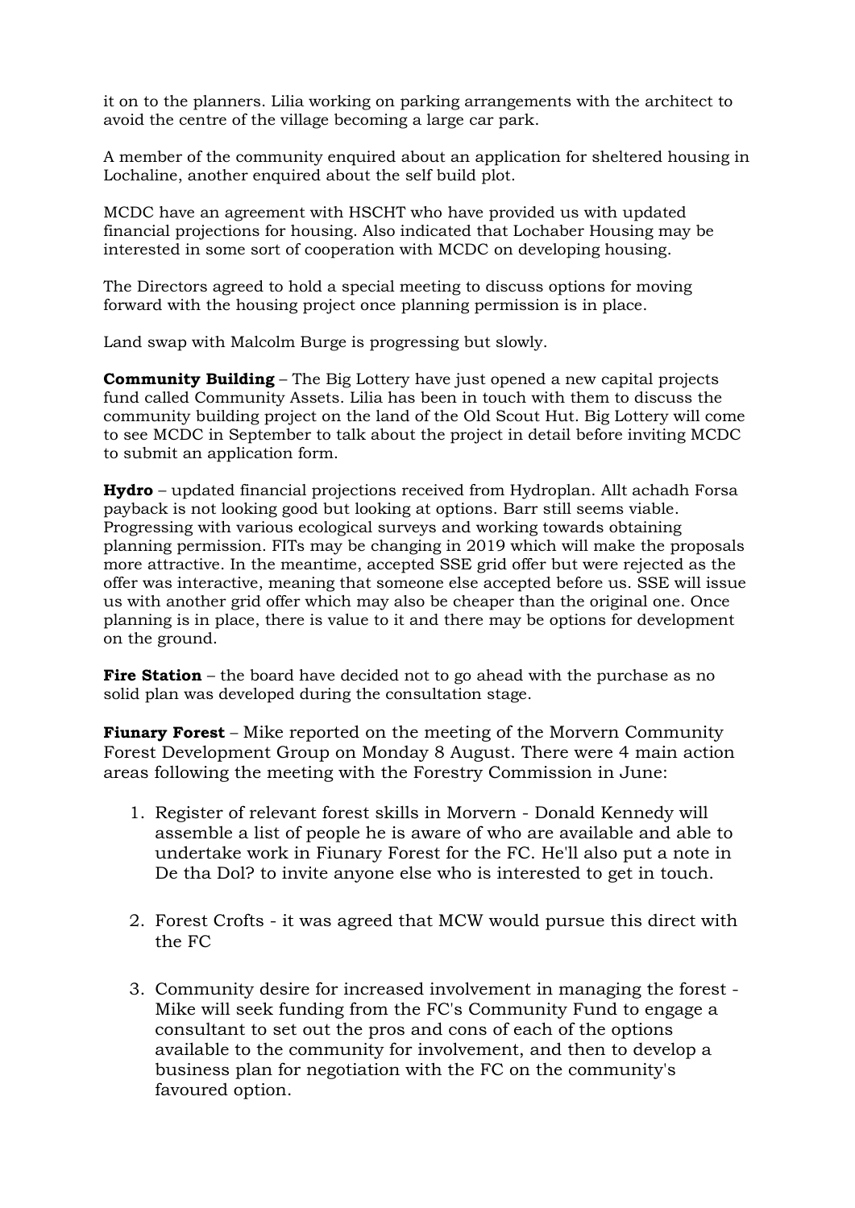it on to the planners. Lilia working on parking arrangements with the architect to avoid the centre of the village becoming a large car park.

A member of the community enquired about an application for sheltered housing in Lochaline, another enquired about the self build plot.

MCDC have an agreement with HSCHT who have provided us with updated financial projections for housing. Also indicated that Lochaber Housing may be interested in some sort of cooperation with MCDC on developing housing.

The Directors agreed to hold a special meeting to discuss options for moving forward with the housing project once planning permission is in place.

Land swap with Malcolm Burge is progressing but slowly.

**Community Building** – The Big Lottery have just opened a new capital projects fund called Community Assets. Lilia has been in touch with them to discuss the community building project on the land of the Old Scout Hut. Big Lottery will come to see MCDC in September to talk about the project in detail before inviting MCDC to submit an application form.

**Hydro** – updated financial projections received from Hydroplan. Allt achadh Forsa payback is not looking good but looking at options. Barr still seems viable. Progressing with various ecological surveys and working towards obtaining planning permission. FITs may be changing in 2019 which will make the proposals more attractive. In the meantime, accepted SSE grid offer but were rejected as the offer was interactive, meaning that someone else accepted before us. SSE will issue us with another grid offer which may also be cheaper than the original one. Once planning is in place, there is value to it and there may be options for development on the ground.

**Fire Station** – the board have decided not to go ahead with the purchase as no solid plan was developed during the consultation stage.

**Fiunary Forest** – Mike reported on the meeting of the Morvern Community Forest Development Group on Monday 8 August. There were 4 main action areas following the meeting with the Forestry Commission in June:

1. Register of relevant forest skills in Morvern - Donald Kennedy will assemble a list of people he is aware of who are available and able to undertake work in Fiunary Forest for the FC. He'll also put a note in De tha Dol? to invite anyone else who is interested to get in touch.

2. Forest Crofts - it was agreed that MCW would pursue this direct with the FC

3. Community desire for increased involvement in managing the forest - Mike will seek funding from the FC's Community Fund to engage a consultant to set out the pros and cons of each of the options available to the community for involvement, and then to develop a business plan for negotiation with the FC on the community's favoured option.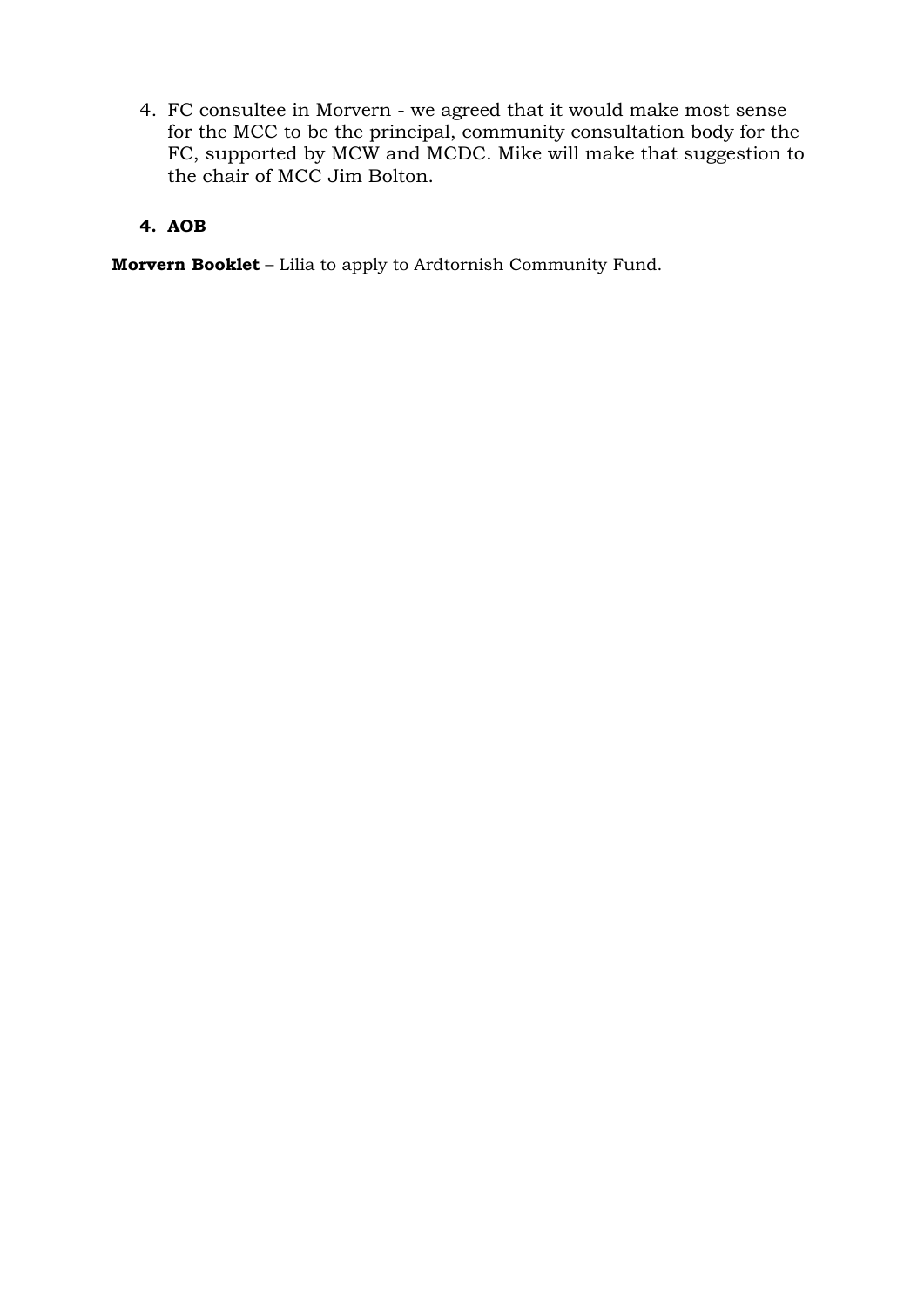4. FC consultee in Morvern - we agreed that it would make most sense for the MCC to be the principal, community consultation body for the FC, supported by MCW and MCDC. Mike will make that suggestion to the chair of MCC Jim Bolton.

### 4. AOB

**Morvern Booklet** – Lilia to apply to Ardtornish Community Fund.